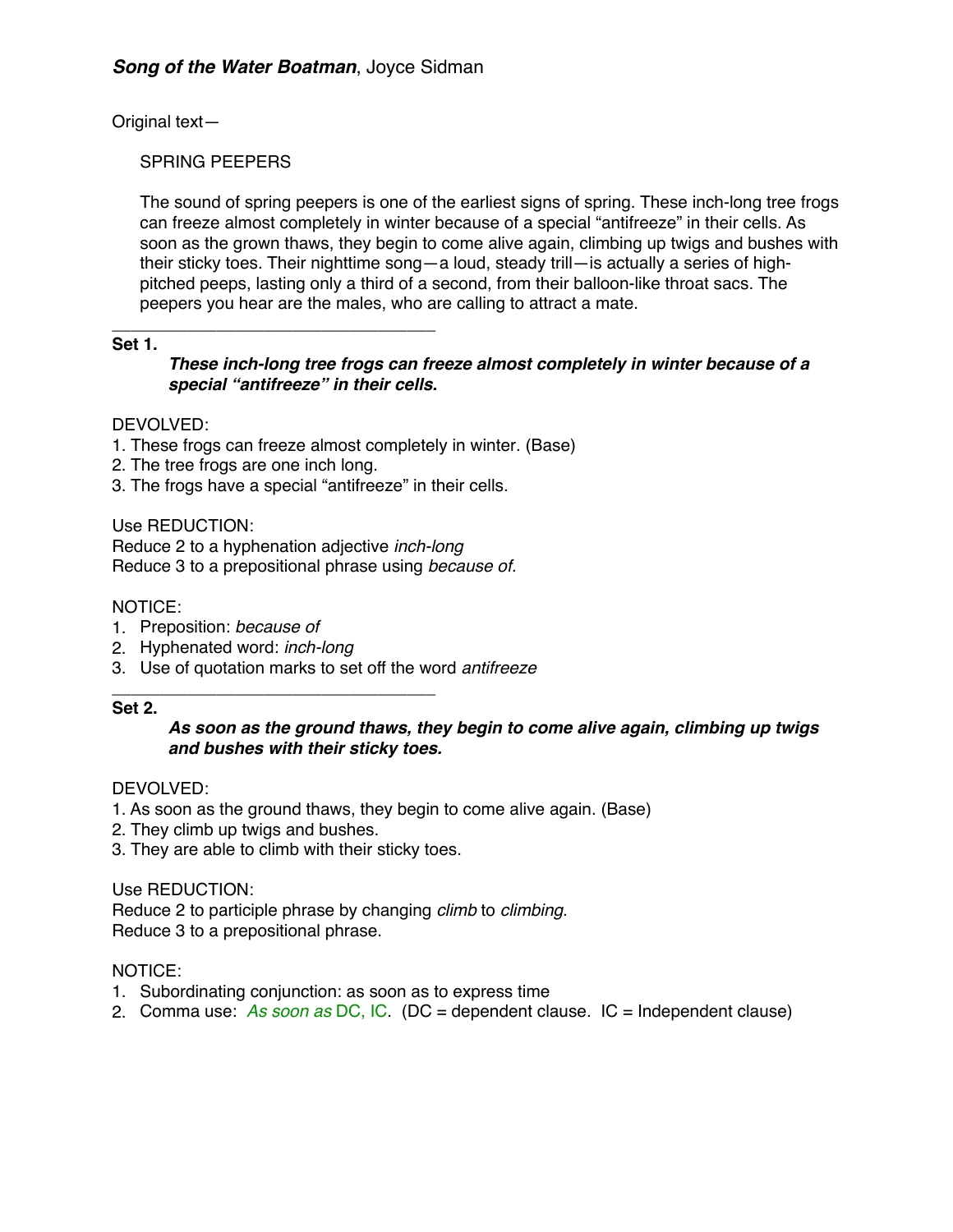***Song of the Water Boatman***, Joyce Sidman

Original text—

SPRING PEEPERS

The sound of spring peepers is one of the earliest signs of spring. These inch-long tree frogs can freeze almost completely in winter because of a special "antifreeze" in their cells. As soon as the grown thaws, they begin to come alive again, climbing up twigs and bushes with their sticky toes. Their nighttime song—a loud, steady trill—is actually a series of high-pitched peeps, lasting only a third of a second, from their balloon-like throat sacs. The peepers you hear are the males, who are calling to attract a mate.

---

**Set 1.**

***These inch-long tree frogs can freeze almost completely in winter because of a special "antifreeze" in their cells.***

DEVOLVED:
1. These frogs can freeze almost completely in winter. (Base)
2. The tree frogs are one inch long.
3. The frogs have a special "antifreeze" in their cells.

Use REDUCTION:
Reduce 2 to a hyphenation adjective *inch-long*
Reduce 3 to a prepositional phrase using *because of.*

NOTICE:
1. Preposition: *because of*
2. Hyphenated word: *inch-long*
3. Use of quotation marks to set off the word *antifreeze*

---

**Set 2.**

***As soon as the ground thaws, they begin to come alive again, climbing up twigs and bushes with their sticky toes.***

DEVOLVED:
1. As soon as the ground thaws, they begin to come alive again. (Base)
2. They climb up twigs and bushes.
3. They are able to climb with their sticky toes.

Use REDUCTION:
Reduce 2 to participle phrase by changing *climb* to *climbing*.
Reduce 3 to a prepositional phrase.

NOTICE:
1. Subordinating conjunction: as soon as to express time
2. Comma use: *As soon as* DC, IC. (DC = dependent clause. IC = Independent clause)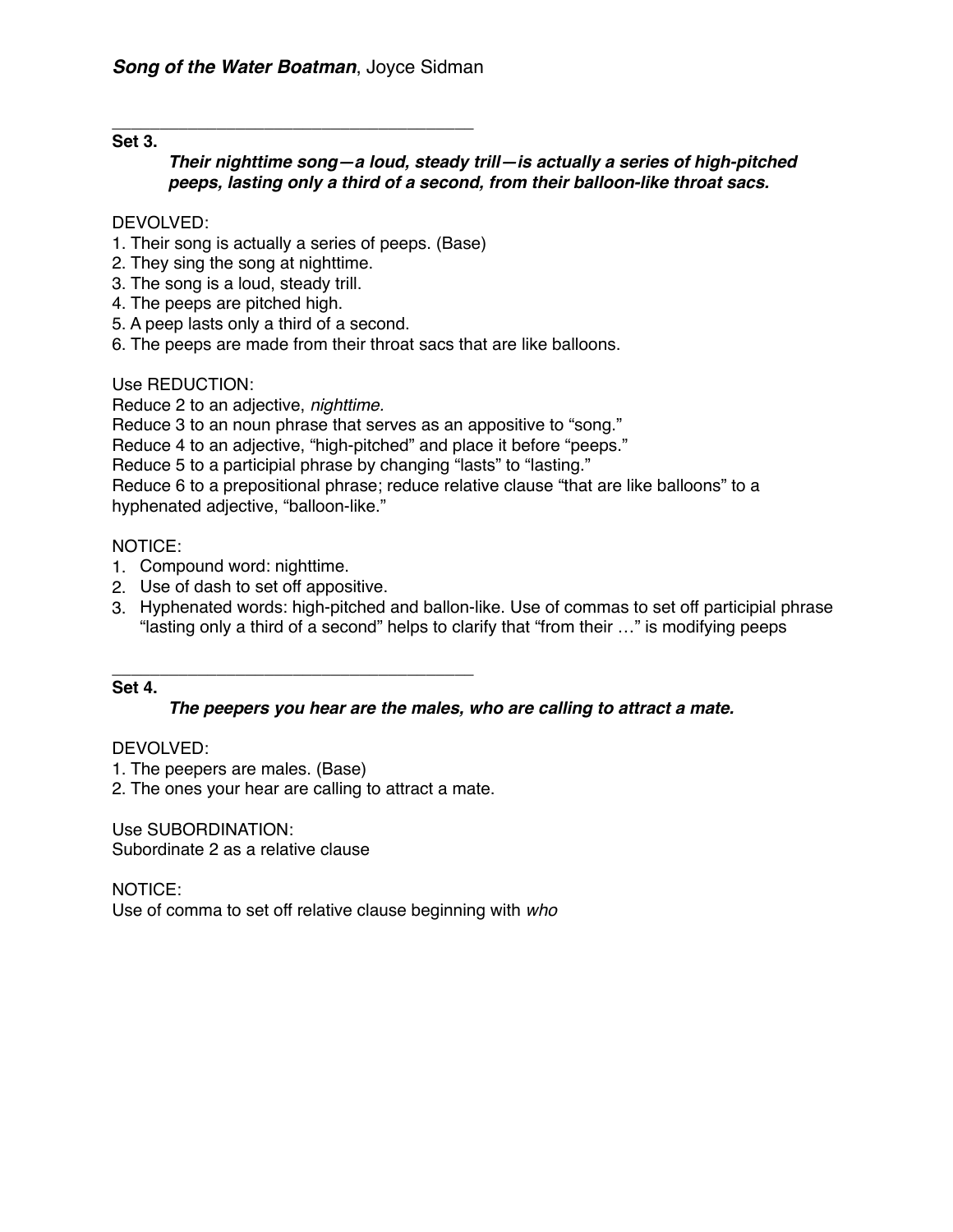***Song of the Water Boatman***, Joyce Sidman

---

**Set 3.**

***Their nighttime song—a loud, steady trill—is actually a series of high-pitched peeps, lasting only a third of a second, from their balloon-like throat sacs.***

DEVOLVED:
1. Their song is actually a series of peeps. (Base)
2. They sing the song at nighttime.
3. The song is a loud, steady trill.
4. The peeps are pitched high.
5. A peep lasts only a third of a second.
6. The peeps are made from their throat sacs that are like balloons.

Use REDUCTION:
Reduce 2 to an adjective, *nighttime.*
Reduce 3 to an noun phrase that serves as an appositive to "song."
Reduce 4 to an adjective, "high-pitched" and place it before "peeps."
Reduce 5 to a participial phrase by changing "lasts" to "lasting."
Reduce 6 to a prepositional phrase; reduce relative clause "that are like balloons" to a hyphenated adjective, "balloon-like."

NOTICE:
1. Compound word: nighttime.
2. Use of dash to set off appositive.
3. Hyphenated words: high-pitched and ballon-like. Use of commas to set off participial phrase "lasting only a third of a second" helps to clarify that "from their …" is modifying peeps

---

**Set 4.**

***The peepers you hear are the males, who are calling to attract a mate.***

DEVOLVED:
1. The peepers are males. (Base)
2. The ones your hear are calling to attract a mate.

Use SUBORDINATION:
Subordinate 2 as a relative clause

NOTICE:
Use of comma to set off relative clause beginning with *who*